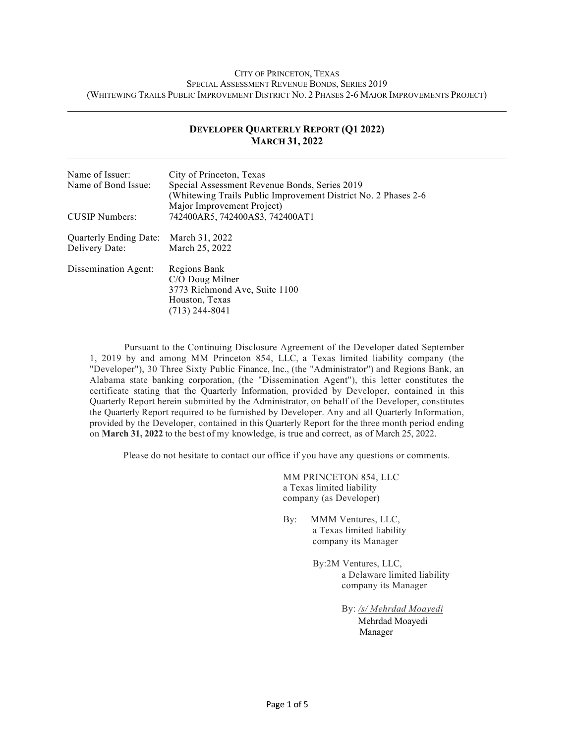CITY OF PRINCETON, TEXAS
SPECIAL ASSESSMENT REVENUE BONDS, SERIES 2019
(WHITEWING TRAILS PUBLIC IMPROVEMENT DISTRICT NO. 2 PHASES 2-6 MAJOR IMPROVEMENTS PROJECT)

---

**DEVELOPER QUARTERLY REPORT (Q1 2022)**
**MARCH 31, 2022**

---

| | |
|---|---|
| Name of Issuer: | City of Princeton, Texas |
| Name of Bond Issue: | Special Assessment Revenue Bonds, Series 2019 (Whitewing Trails Public Improvement District No. 2 Phases 2-6 Major Improvement Project) |
| CUSIP Numbers: | 742400AR5, 742400AS3, 742400AT1 |
| Quarterly Ending Date: | March 31, 2022 |
| Delivery Date: | March 25, 2022 |
| Dissemination Agent: | Regions Bank<br>C/O Doug Milner<br>3773 Richmond Ave, Suite 1100<br>Houston, Texas<br>(713) 244-8041 |

Pursuant to the Continuing Disclosure Agreement of the Developer dated September 1, 2019 by and among MM Princeton 854, LLC, a Texas limited liability company (the "Developer"), 30 Three Sixty Public Finance, Inc., (the "Administrator") and Regions Bank, an Alabama state banking corporation, (the "Dissemination Agent"), this letter constitutes the certificate stating that the Quarterly Information, provided by Developer, contained in this Quarterly Report herein submitted by the Administrator, on behalf of the Developer, constitutes the Quarterly Report required to be furnished by Developer. Any and all Quarterly Information, provided by the Developer, contained in this Quarterly Report for the three month period ending on **March 31, 2022** to the best of my knowledge, is true and correct, as of March 25, 2022.

Please do not hesitate to contact our office if you have any questions or comments.

MM PRINCETON 854, LLC
a Texas limited liability
company (as Developer)

By: MMM Ventures, LLC,
a Texas limited liability
company its Manager

By: 2M Ventures, LLC,
a Delaware limited liability
company its Manager

By: */s/ Mehrdad Moayedi*
Mehrdad Moayedi
Manager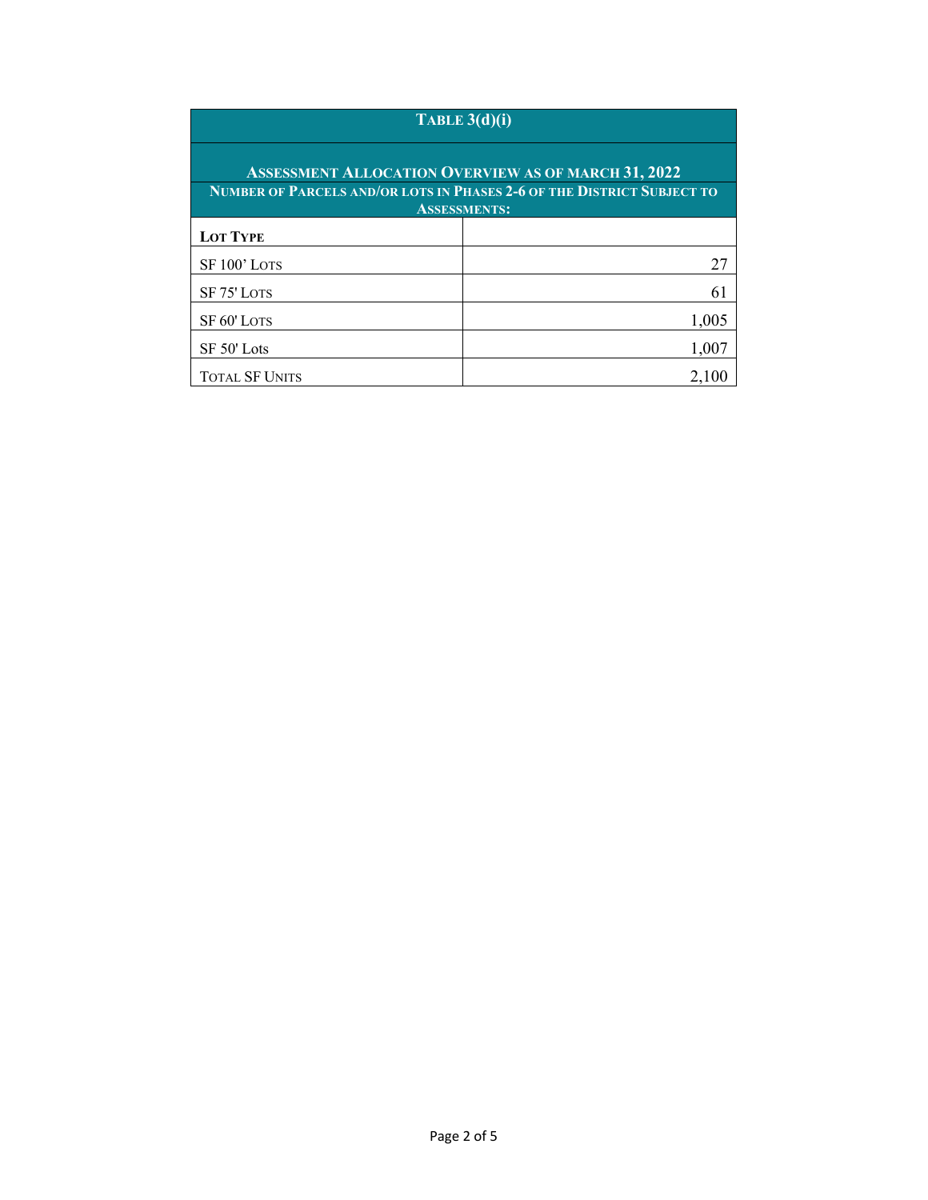| Table 3(d)(i) | |
|---|---|
| **Assessment Allocation Overview as of March 31, 2022** | |
| **Number of Parcels and/or lots in Phases 2-6 of the District Subject to Assessments:** | |
| **Lot Type** | |
| SF 100' Lots | 27 |
| SF 75' Lots | 61 |
| SF 60' Lots | 1,005 |
| SF 50' Lots | 1,007 |
| Total SF Units | 2,100 |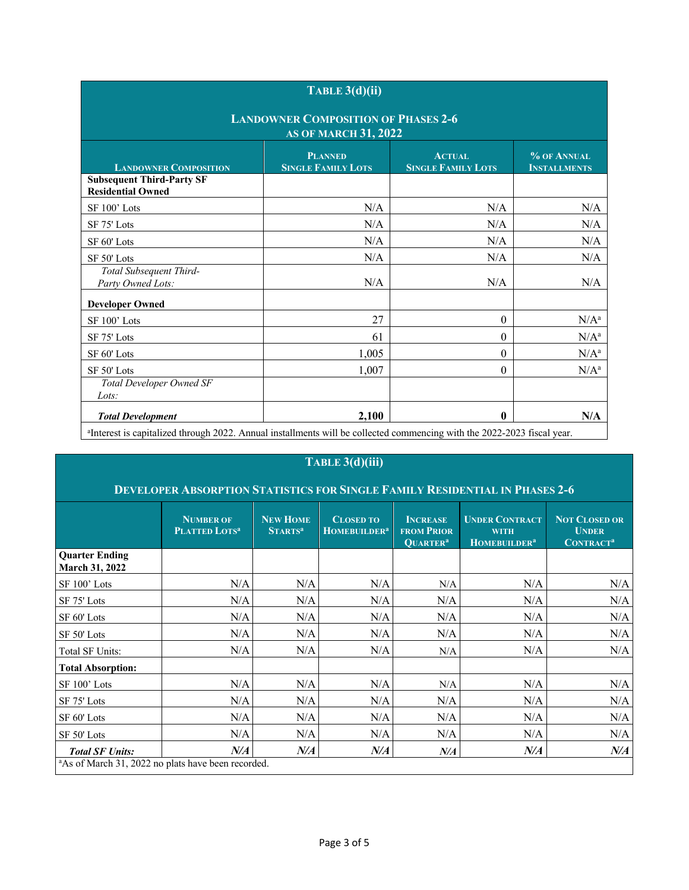| **TABLE 3(d)(ii)** | | | |
|---|---|---|---|
| **LANDOWNER COMPOSITION OF PHASES 2-6 AS OF MARCH 31, 2022** | | | |
| **LANDOWNER COMPOSITION** | **PLANNED SINGLE FAMILY LOTS** | **ACTUAL SINGLE FAMILY LOTS** | **% OF ANNUAL INSTALLMENTS** |
| **Subsequent Third-Party SF Residential Owned** | | | |
| SF 100' Lots | N/A | N/A | N/A |
| SF 75' Lots | N/A | N/A | N/A |
| SF 60' Lots | N/A | N/A | N/A |
| SF 50' Lots | N/A | N/A | N/A |
| *Total Subsequent Third-Party Owned Lots:* | N/A | N/A | N/A |
| **Developer Owned** | | | |
| SF 100' Lots | 27 | 0 | N/A[a] |
| SF 75' Lots | 61 | 0 | N/A[a] |
| SF 60' Lots | 1,005 | 0 | N/A[a] |
| SF 50' Lots | 1,007 | 0 | N/A[a] |
| *Total Developer Owned SF Lots:* | | | |
| ***Total Development*** | **2,100** | **0** | **N/A** |

[a]Interest is capitalized through 2022. Annual installments will be collected commencing with the 2022-2023 fiscal year.

| **TABLE 3(d)(iii)** | | | | | | |
|---|---|---|---|---|---|---|
| **DEVELOPER ABSORPTION STATISTICS FOR SINGLE FAMILY RESIDENTIAL IN PHASES 2-6** | | | | | | |
| | **NUMBER OF PLATTED LOTS[a]** | **NEW HOME STARTS[a]** | **CLOSED TO HOMEBUILDER[a]** | **INCREASE FROM PRIOR QUARTER[a]** | **UNDER CONTRACT WITH HOMEBUILDER[a]** | **NOT CLOSED OR UNDER CONTRACT[a]** |
| **Quarter Ending March 31, 2022** | | | | | | |
| SF 100' Lots | N/A | N/A | N/A | N/A | N/A | N/A |
| SF 75' Lots | N/A | N/A | N/A | N/A | N/A | N/A |
| SF 60' Lots | N/A | N/A | N/A | N/A | N/A | N/A |
| SF 50' Lots | N/A | N/A | N/A | N/A | N/A | N/A |
| Total SF Units: | N/A | N/A | N/A | N/A | N/A | N/A |
| **Total Absorption:** | | | | | | |
| SF 100' Lots | N/A | N/A | N/A | N/A | N/A | N/A |
| SF 75' Lots | N/A | N/A | N/A | N/A | N/A | N/A |
| SF 60' Lots | N/A | N/A | N/A | N/A | N/A | N/A |
| SF 50' Lots | N/A | N/A | N/A | N/A | N/A | N/A |
| ***Total SF Units:*** | ***N/A*** | ***N/A*** | ***N/A*** | ***N/A*** | ***N/A*** | ***N/A*** |

[a]As of March 31, 2022 no plats have been recorded.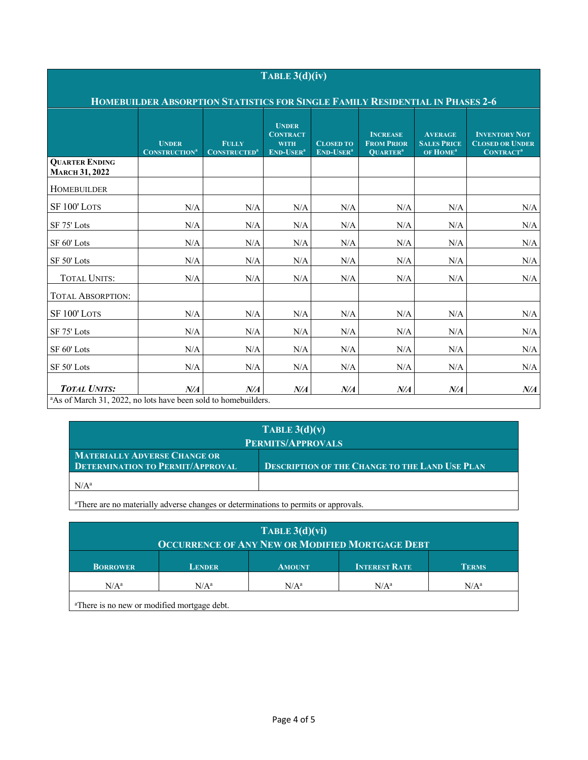| **Table 3(d)(iv)** | | | | | | | |
|---|---|---|---|---|---|---|---|
| **Homebuilder Absorption Statistics for Single Family Residential in Phases 2-6** | | | | | | | |
| | **Under Construction[a]** | **Fully Constructed[a]** | **Under Contract with End-User[a]** | **Closed to End-User[a]** | **Increase From Prior Quarter[a]** | **Average Sales Price of Home[a]** | **Inventory Not Closed or Under Contract[a]** |
| **Quarter Ending March 31, 2022** | | | | | | | |
| Homebuilder | | | | | | | |
| SF 100' Lots | N/A | N/A | N/A | N/A | N/A | N/A | N/A |
| SF 75' Lots | N/A | N/A | N/A | N/A | N/A | N/A | N/A |
| SF 60' Lots | N/A | N/A | N/A | N/A | N/A | N/A | N/A |
| SF 50' Lots | N/A | N/A | N/A | N/A | N/A | N/A | N/A |
| Total Units: | N/A | N/A | N/A | N/A | N/A | N/A | N/A |
| Total Absorption: | | | | | | | |
| SF 100' Lots | N/A | N/A | N/A | N/A | N/A | N/A | N/A |
| SF 75' Lots | N/A | N/A | N/A | N/A | N/A | N/A | N/A |
| SF 60' Lots | N/A | N/A | N/A | N/A | N/A | N/A | N/A |
| SF 50' Lots | N/A | N/A | N/A | N/A | N/A | N/A | N/A |
| ***Total Units:*** | ***N/A*** | ***N/A*** | ***N/A*** | ***N/A*** | ***N/A*** | ***N/A*** | ***N/A*** |

[a]As of March 31, 2022, no lots have been sold to homebuilders.

| **Table 3(d)(v)** | |
|---|---|
| **Permits/Approvals** | |
| **Materially Adverse Change or Determination to Permit/Approval** | **Description of the Change to the Land Use Plan** |
| N/A[a] | |

[a]There are no materially adverse changes or determinations to permits or approvals.

| **Table 3(d)(vi)** | | | | |
|---|---|---|---|---|
| **Occurrence of Any New or Modified Mortgage Debt** | | | | |
| **Borrower** | **Lender** | **Amount** | **Interest Rate** | **Terms** |
| N/A[a] | N/A[a] | N/A[a] | N/A[a] | N/A[a] |

[a]There is no new or modified mortgage debt.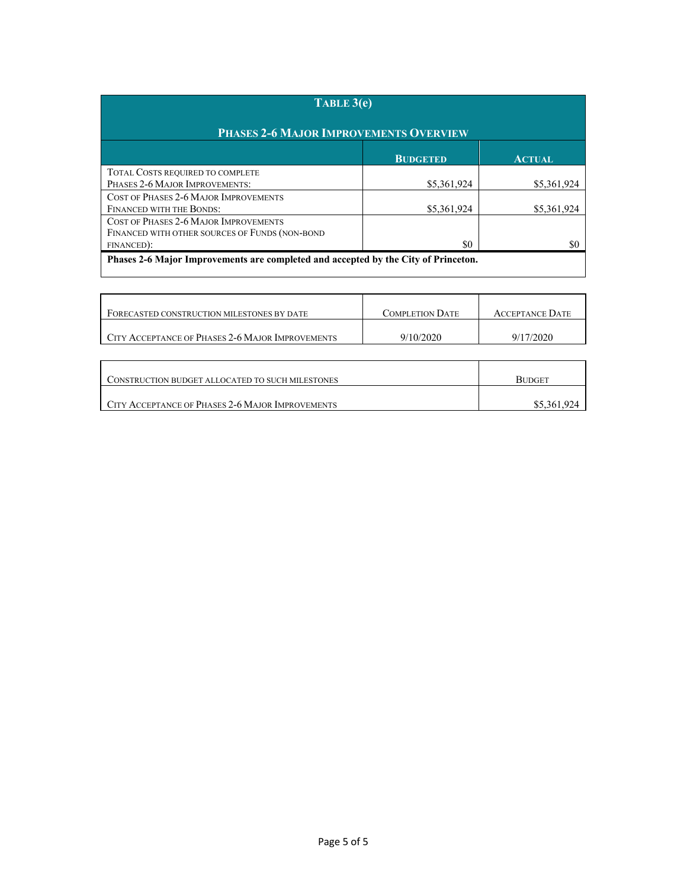## Table 3(e)

### Phases 2-6 Major Improvements Overview

| | Budgeted | Actual |
|---|---|---|
| Total Costs required to complete Phases 2-6 Major Improvements: | $5,361,924 | $5,361,924 |
| Cost of Phases 2-6 Major Improvements Financed with the Bonds: | $5,361,924 | $5,361,924 |
| Cost of Phases 2-6 Major Improvements Financed with other sources of Funds (non-bond financed): | $0 | $0 |

**Phases 2-6 Major Improvements are completed and accepted by the City of Princeton.**

| Forecasted construction milestones by date | Completion Date | Acceptance Date |
|---|---|---|
| City Acceptance of Phases 2-6 Major Improvements | 9/10/2020 | 9/17/2020 |

| Construction budget allocated to such milestones | Budget |
|---|---|
| City Acceptance of Phases 2-6 Major Improvements | $5,361,924 |